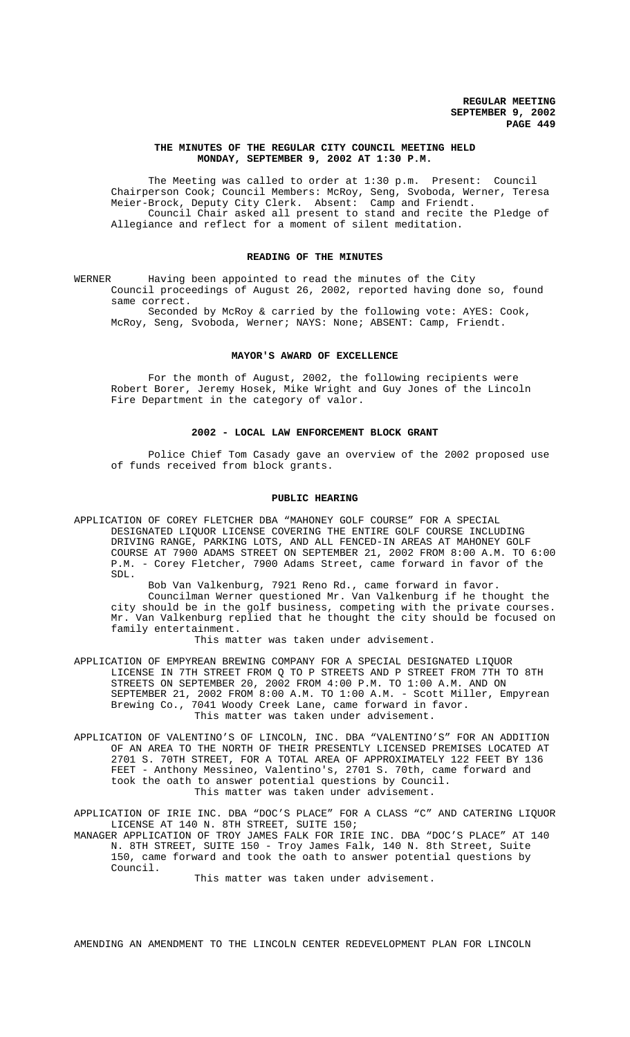# THE MINUTES OF THE REGULAR CITY COUNCIL MEETING HELD MONDAY, SEPTEMBER 9, 2002 AT 1:30 P.M.

The Meeting was called to order at 1:30 p.m. Present: Council Chairperson Cook; Council Members: McRoy, Seng, Svoboda, Werner, Teresa Meier-Brock, Deputy City Clerk. Absent: Camp and Friendt.

Council Chair asked all present to stand and recite the Pledge of Allegiance and reflect for a moment of silent meditation.

## READING OF THE MINUTES

WERNER Having been appointed to read the minutes of the City Council proceedings of August 26, 2002, reported having done so, found same correct.

Seconded by McRoy & carried by the following vote: AYES: Cook, McRoy, Seng, Svoboda, Werner; NAYS: None; ABSENT: Camp, Friendt.

## MAYOR'S AWARD OF EXCELLENCE

For the month of August, 2002, the following recipients were Robert Borer, Jeremy Hosek, Mike Wright and Guy Jones of the Lincoln Fire Department in the category of valor.

## 2002 - LOCAL LAW ENFORCEMENT BLOCK GRANT

Police Chief Tom Casady gave an overview of the 2002 proposed use of funds received from block grants.

## PUBLIC HEARING

APPLICATION OF COREY FLETCHER DBA "MAHONEY GOLF COURSE" FOR A SPECIAL DESIGNATED LIQUOR LICENSE COVERING THE ENTIRE GOLF COURSE INCLUDING DRIVING RANGE, PARKING LOTS, AND ALL FENCED-IN AREAS AT MAHONEY GOLF COURSE AT 7900 ADAMS STREET ON SEPTEMBER 21, 2002 FROM 8:00 A.M. TO 6:00 P.M. - Corey Fletcher, 7900 Adams Street, came forward in favor of the SDL.

Bob Van Valkenburg, 7921 Reno Rd., came forward in favor.

Councilman Werner questioned Mr. Van Valkenburg if he thought the city should be in the golf business, competing with the private courses. Mr. Van Valkenburg replied that he thought the city should be focused on family entertainment.

This matter was taken under advisement.

APPLICATION OF EMPYREAN BREWING COMPANY FOR A SPECIAL DESIGNATED LIQUOR LICENSE IN 7TH STREET FROM Q TO P STREETS AND P STREET FROM 7TH TO 8TH STREETS ON SEPTEMBER 20, 2002 FROM 4:00 P.M. TO 1:00 A.M. AND ON SEPTEMBER 21, 2002 FROM 8:00 A.M. TO 1:00 A.M. - Scott Miller, Empyrean Brewing Co., 7041 Woody Creek Lane, came forward in favor.

This matter was taken under advisement.

APPLICATION OF VALENTINO'S OF LINCOLN, INC. DBA "VALENTINO'S" FOR AN ADDITION OF AN AREA TO THE NORTH OF THEIR PRESENTLY LICENSED PREMISES LOCATED AT 2701 S. 70TH STREET, FOR A TOTAL AREA OF APPROXIMATELY 122 FEET BY 136 FEET - Anthony Messineo, Valentino's, 2701 S. 70th, came forward and took the oath to answer potential questions by Council.

This matter was taken under advisement.

APPLICATION OF IRIE INC. DBA "DOC'S PLACE" FOR A CLASS "C" AND CATERING LIQUOR LICENSE AT 140 N. 8TH STREET, SUITE 150;

MANAGER APPLICATION OF TROY JAMES FALK FOR IRIE INC. DBA "DOC'S PLACE" AT 140 N. 8TH STREET, SUITE 150 - Troy James Falk, 140 N. 8th Street, Suite 150, came forward and took the oath to answer potential questions by Council.

This matter was taken under advisement.

AMENDING AN AMENDMENT TO THE LINCOLN CENTER REDEVELOPMENT PLAN FOR LINCOLN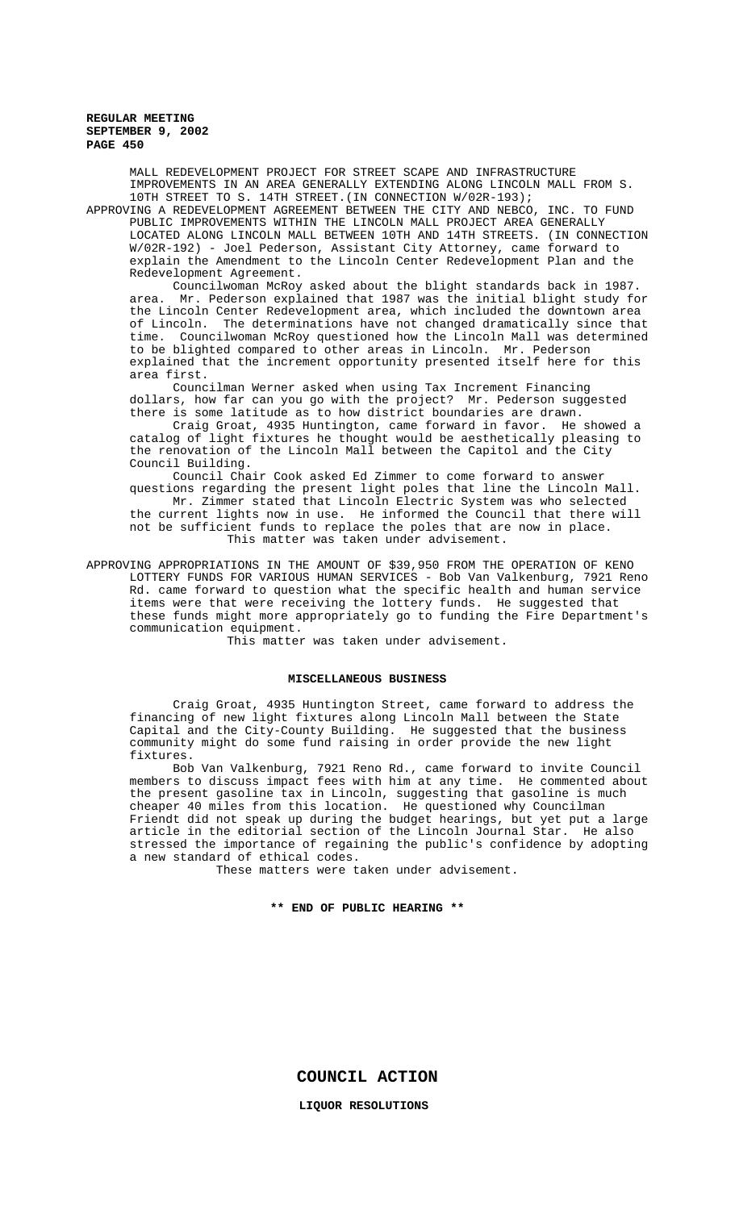MALL REDEVELOPMENT PROJECT FOR STREET SCAPE AND INFRASTRUCTURE IMPROVEMENTS IN AN AREA GENERALLY EXTENDING ALONG LINCOLN MALL FROM S. 10TH STREET TO S. 14TH STREET.(IN CONNECTION W/02R-193);

APPROVING A REDEVELOPMENT AGREEMENT BETWEEN THE CITY AND NEBCO, INC. TO FUND PUBLIC IMPROVEMENTS WITHIN THE LINCOLN MALL PROJECT AREA GENERALLY LOCATED ALONG LINCOLN MALL BETWEEN 10TH AND 14TH STREETS. (IN CONNECTION W/02R-192) - Joel Pederson, Assistant City Attorney, came forward to explain the Amendment to the Lincoln Center Redevelopment Plan and the Redevelopment Agreement.

Councilwoman McRoy asked about the blight standards back in 1987. area. Mr. Pederson explained that 1987 was the initial blight study for the Lincoln Center Redevelopment area, which included the downtown area of Lincoln. The determinations have not changed dramatically since that time. Councilwoman McRoy questioned how the Lincoln Mall was determined to be blighted compared to other areas in Lincoln. Mr. Pederson explained that the increment opportunity presented itself here for this area first.

Councilman Werner asked when using Tax Increment Financing dollars, how far can you go with the project? Mr. Pederson suggested there is some latitude as to how district boundaries are drawn.

Craig Groat, 4935 Huntington, came forward in favor. He showed a catalog of light fixtures he thought would be aesthetically pleasing to the renovation of the Lincoln Mall between the Capitol and the City Council Building.

Council Chair Cook asked Ed Zimmer to come forward to answer questions regarding the present light poles that line the Lincoln Mall.

Mr. Zimmer stated that Lincoln Electric System was who selected the current lights now in use. He informed the Council that there will not be sufficient funds to replace the poles that are now in place.

This matter was taken under advisement.

APPROVING APPROPRIATIONS IN THE AMOUNT OF $39,950 FROM THE OPERATION OF KENO LOTTERY FUNDS FOR VARIOUS HUMAN SERVICES - Bob Van Valkenburg, 7921 Reno Rd. came forward to question what the specific health and human service items were that were receiving the lottery funds. He suggested that these funds might more appropriately go to funding the Fire Department's communication equipment.

This matter was taken under advisement.

## MISCELLANEOUS BUSINESS

Craig Groat, 4935 Huntington Street, came forward to address the financing of new light fixtures along Lincoln Mall between the State Capital and the City-County Building. He suggested that the business community might do some fund raising in order provide the new light fixtures.

Bob Van Valkenburg, 7921 Reno Rd., came forward to invite Council members to discuss impact fees with him at any time. He commented about the present gasoline tax in Lincoln, suggesting that gasoline is much cheaper 40 miles from this location. He questioned why Councilman Friendt did not speak up during the budget hearings, but yet put a large article in the editorial section of the Lincoln Journal Star. He also stressed the importance of regaining the public's confidence by adopting a new standard of ethical codes.

These matters were taken under advisement.

**\*\* END OF PUBLIC HEARING \*\***

## COUNCIL ACTION

### LIQUOR RESOLUTIONS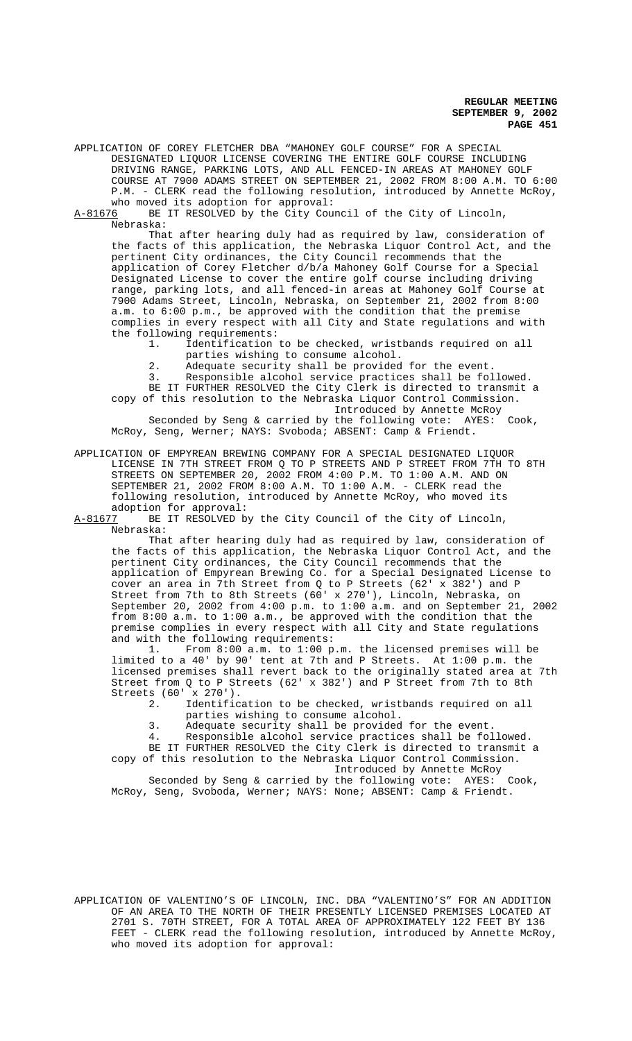APPLICATION OF COREY FLETCHER DBA "MAHONEY GOLF COURSE" FOR A SPECIAL DESIGNATED LIQUOR LICENSE COVERING THE ENTIRE GOLF COURSE INCLUDING DRIVING RANGE, PARKING LOTS, AND ALL FENCED-IN AREAS AT MAHONEY GOLF COURSE AT 7900 ADAMS STREET ON SEPTEMBER 21, 2002 FROM 8:00 A.M. TO 6:00 P.M. - CLERK read the following resolution, introduced by Annette McRoy, who moved its adoption for approval:

A-81676 BE IT RESOLVED by the City Council of the City of Lincoln, Nebraska:

That after hearing duly had as required by law, consideration of the facts of this application, the Nebraska Liquor Control Act, and the pertinent City ordinances, the City Council recommends that the application of Corey Fletcher d/b/a Mahoney Golf Course for a Special Designated License to cover the entire golf course including driving range, parking lots, and all fenced-in areas at Mahoney Golf Course at 7900 Adams Street, Lincoln, Nebraska, on September 21, 2002 from 8:00 a.m. to 6:00 p.m., be approved with the condition that the premise complies in every respect with all City and State regulations and with the following requirements:

1. Identification to be checked, wristbands required on all parties wishing to consume alcohol.
2. Adequate security shall be provided for the event.
3. Responsible alcohol service practices shall be followed.

BE IT FURTHER RESOLVED the City Clerk is directed to transmit a copy of this resolution to the Nebraska Liquor Control Commission.

Introduced by Annette McRoy

Seconded by Seng & carried by the following vote: AYES: Cook, McRoy, Seng, Werner; NAYS: Svoboda; ABSENT: Camp & Friendt.

APPLICATION OF EMPYREAN BREWING COMPANY FOR A SPECIAL DESIGNATED LIQUOR LICENSE IN 7TH STREET FROM Q TO P STREETS AND P STREET FROM 7TH TO 8TH STREETS ON SEPTEMBER 20, 2002 FROM 4:00 P.M. TO 1:00 A.M. AND ON SEPTEMBER 21, 2002 FROM 8:00 A.M. TO 1:00 A.M. - CLERK read the following resolution, introduced by Annette McRoy, who moved its adoption for approval:

A-81677 BE IT RESOLVED by the City Council of the City of Lincoln, Nebraska:

That after hearing duly had as required by law, consideration of the facts of this application, the Nebraska Liquor Control Act, and the pertinent City ordinances, the City Council recommends that the application of Empyrean Brewing Co. for a Special Designated License to cover an area in 7th Street from Q to P Streets (62' x 382') and P Street from 7th to 8th Streets (60' x 270'), Lincoln, Nebraska, on September 20, 2002 from 4:00 p.m. to 1:00 a.m. and on September 21, 2002 from 8:00 a.m. to 1:00 a.m., be approved with the condition that the premise complies in every respect with all City and State regulations and with the following requirements:

1. From 8:00 a.m. to 1:00 p.m. the licensed premises will be limited to a 40' by 90' tent at 7th and P Streets. At 1:00 p.m. the licensed premises shall revert back to the originally stated area at 7th Street from Q to P Streets (62' x 382') and P Street from 7th to 8th Streets (60' x 270').
2. Identification to be checked, wristbands required on all parties wishing to consume alcohol.
3. Adequate security shall be provided for the event.
4. Responsible alcohol service practices shall be followed.

BE IT FURTHER RESOLVED the City Clerk is directed to transmit a copy of this resolution to the Nebraska Liquor Control Commission.

Introduced by Annette McRoy

Seconded by Seng & carried by the following vote: AYES: Cook, McRoy, Seng, Svoboda, Werner; NAYS: None; ABSENT: Camp & Friendt.

APPLICATION OF VALENTINO'S OF LINCOLN, INC. DBA "VALENTINO'S" FOR AN ADDITION OF AN AREA TO THE NORTH OF THEIR PRESENTLY LICENSED PREMISES LOCATED AT 2701 S. 70TH STREET, FOR A TOTAL AREA OF APPROXIMATELY 122 FEET BY 136 FEET - CLERK read the following resolution, introduced by Annette McRoy, who moved its adoption for approval: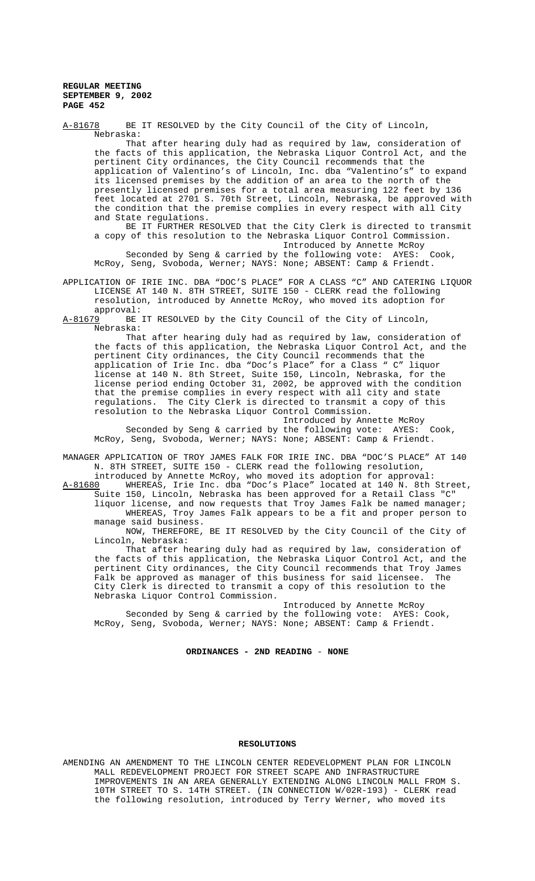A-81678 BE IT RESOLVED by the City Council of the City of Lincoln, Nebraska:

That after hearing duly had as required by law, consideration of the facts of this application, the Nebraska Liquor Control Act, and the pertinent City ordinances, the City Council recommends that the application of Valentino's of Lincoln, Inc. dba "Valentino's" to expand its licensed premises by the addition of an area to the north of the presently licensed premises for a total area measuring 122 feet by 136 feet located at 2701 S. 70th Street, Lincoln, Nebraska, be approved with the condition that the premise complies in every respect with all City and State regulations.

BE IT FURTHER RESOLVED that the City Clerk is directed to transmit a copy of this resolution to the Nebraska Liquor Control Commission.

Introduced by Annette McRoy

Seconded by Seng & carried by the following vote: AYES: Cook, McRoy, Seng, Svoboda, Werner; NAYS: None; ABSENT: Camp & Friendt.

APPLICATION OF IRIE INC. DBA "DOC'S PLACE" FOR A CLASS "C" AND CATERING LIQUOR LICENSE AT 140 N. 8TH STREET, SUITE 150 - CLERK read the following resolution, introduced by Annette McRoy, who moved its adoption for approval:

A-81679 BE IT RESOLVED by the City Council of the City of Lincoln, Nebraska:

That after hearing duly had as required by law, consideration of the facts of this application, the Nebraska Liquor Control Act, and the pertinent City ordinances, the City Council recommends that the application of Irie Inc. dba "Doc's Place" for a Class " C" liquor license at 140 N. 8th Street, Suite 150, Lincoln, Nebraska, for the license period ending October 31, 2002, be approved with the condition that the premise complies in every respect with all city and state regulations. The City Clerk is directed to transmit a copy of this resolution to the Nebraska Liquor Control Commission.

Introduced by Annette McRoy

Seconded by Seng & carried by the following vote: AYES: Cook, McRoy, Seng, Svoboda, Werner; NAYS: None; ABSENT: Camp & Friendt.

MANAGER APPLICATION OF TROY JAMES FALK FOR IRIE INC. DBA "DOC'S PLACE" AT 140 N. 8TH STREET, SUITE 150 - CLERK read the following resolution, introduced by Annette McRoy, who moved its adoption for approval:

A-81680 WHEREAS, Irie Inc. dba "Doc's Place" located at 140 N. 8th Street, Suite 150, Lincoln, Nebraska has been approved for a Retail Class "C" liquor license, and now requests that Troy James Falk be named manager;

WHEREAS, Troy James Falk appears to be a fit and proper person to manage said business.

NOW, THEREFORE, BE IT RESOLVED by the City Council of the City of Lincoln, Nebraska:

That after hearing duly had as required by law, consideration of the facts of this application, the Nebraska Liquor Control Act, and the pertinent City ordinances, the City Council recommends that Troy James Falk be approved as manager of this business for said licensee. The City Clerk is directed to transmit a copy of this resolution to the Nebraska Liquor Control Commission.

Introduced by Annette McRoy

Seconded by Seng & carried by the following vote: AYES: Cook, McRoy, Seng, Svoboda, Werner; NAYS: None; ABSENT: Camp & Friendt.

**ORDINANCES - 2ND READING - NONE**

**RESOLUTIONS**

AMENDING AN AMENDMENT TO THE LINCOLN CENTER REDEVELOPMENT PLAN FOR LINCOLN MALL REDEVELOPMENT PROJECT FOR STREET SCAPE AND INFRASTRUCTURE IMPROVEMENTS IN AN AREA GENERALLY EXTENDING ALONG LINCOLN MALL FROM S. 10TH STREET TO S. 14TH STREET. (IN CONNECTION W/02R-193) - CLERK read the following resolution, introduced by Terry Werner, who moved its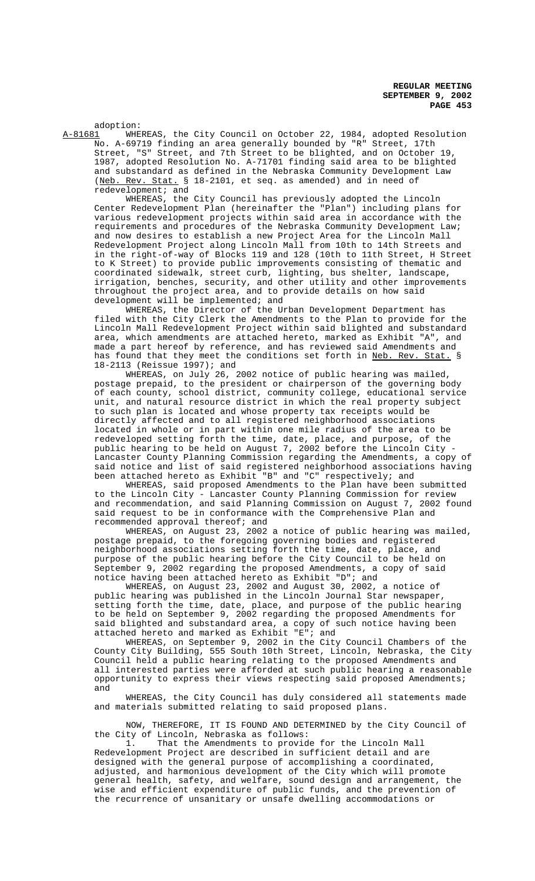adoption:

A-81681 WHEREAS, the City Council on October 22, 1984, adopted Resolution No. A-69719 finding an area generally bounded by "R" Street, 17th Street, "S" Street, and 7th Street to be blighted, and on October 19, 1987, adopted Resolution No. A-71701 finding said area to be blighted and substandard as defined in the Nebraska Community Development Law (Neb. Rev. Stat. § 18-2101, et seq. as amended) and in need of redevelopment; and

WHEREAS, the City Council has previously adopted the Lincoln Center Redevelopment Plan (hereinafter the "Plan") including plans for various redevelopment projects within said area in accordance with the requirements and procedures of the Nebraska Community Development Law; and now desires to establish a new Project Area for the Lincoln Mall Redevelopment Project along Lincoln Mall from 10th to 14th Streets and in the right-of-way of Blocks 119 and 128 (10th to 11th Street, H Street to K Street) to provide public improvements consisting of thematic and coordinated sidewalk, street curb, lighting, bus shelter, landscape, irrigation, benches, security, and other utility and other improvements throughout the project area, and to provide details on how said development will be implemented; and

WHEREAS, the Director of the Urban Development Department has filed with the City Clerk the Amendments to the Plan to provide for the Lincoln Mall Redevelopment Project within said blighted and substandard area, which amendments are attached hereto, marked as Exhibit "A", and made a part hereof by reference, and has reviewed said Amendments and has found that they meet the conditions set forth in Neb. Rev. Stat. § 18-2113 (Reissue 1997); and

WHEREAS, on July 26, 2002 notice of public hearing was mailed, postage prepaid, to the president or chairperson of the governing body of each county, school district, community college, educational service unit, and natural resource district in which the real property subject to such plan is located and whose property tax receipts would be directly affected and to all registered neighborhood associations located in whole or in part within one mile radius of the area to be redeveloped setting forth the time, date, place, and purpose, of the public hearing to be held on August 7, 2002 before the Lincoln City - Lancaster County Planning Commission regarding the Amendments, a copy of said notice and list of said registered neighborhood associations having been attached hereto as Exhibit "B" and "C" respectively; and

WHEREAS, said proposed Amendments to the Plan have been submitted to the Lincoln City - Lancaster County Planning Commission for review and recommendation, and said Planning Commission on August 7, 2002 found said request to be in conformance with the Comprehensive Plan and recommended approval thereof; and

WHEREAS, on August 23, 2002 a notice of public hearing was mailed, postage prepaid, to the foregoing governing bodies and registered neighborhood associations setting forth the time, date, place, and purpose of the public hearing before the City Council to be held on September 9, 2002 regarding the proposed Amendments, a copy of said notice having been attached hereto as Exhibit "D"; and

WHEREAS, on August 23, 2002 and August 30, 2002, a notice of public hearing was published in the Lincoln Journal Star newspaper, setting forth the time, date, place, and purpose of the public hearing to be held on September 9, 2002 regarding the proposed Amendments for said blighted and substandard area, a copy of such notice having been attached hereto and marked as Exhibit "E"; and

WHEREAS, on September 9, 2002 in the City Council Chambers of the County City Building, 555 South 10th Street, Lincoln, Nebraska, the City Council held a public hearing relating to the proposed Amendments and all interested parties were afforded at such public hearing a reasonable opportunity to express their views respecting said proposed Amendments; and

WHEREAS, the City Council has duly considered all statements made and materials submitted relating to said proposed plans.

NOW, THEREFORE, IT IS FOUND AND DETERMINED by the City Council of the City of Lincoln, Nebraska as follows:

1. That the Amendments to provide for the Lincoln Mall Redevelopment Project are described in sufficient detail and are designed with the general purpose of accomplishing a coordinated, adjusted, and harmonious development of the City which will promote general health, safety, and welfare, sound design and arrangement, the wise and efficient expenditure of public funds, and the prevention of the recurrence of unsanitary or unsafe dwelling accommodations or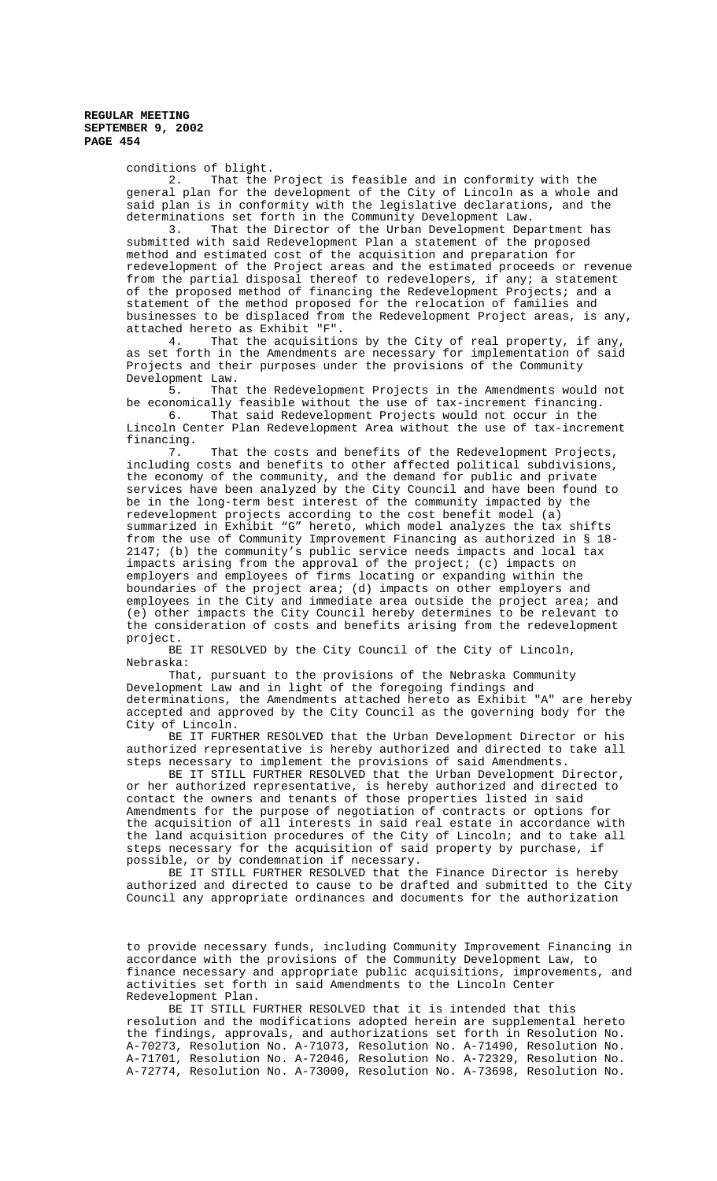conditions of blight.

2. That the Project is feasible and in conformity with the general plan for the development of the City of Lincoln as a whole and said plan is in conformity with the legislative declarations, and the determinations set forth in the Community Development Law.

3. That the Director of the Urban Development Department has submitted with said Redevelopment Plan a statement of the proposed method and estimated cost of the acquisition and preparation for redevelopment of the Project areas and the estimated proceeds or revenue from the partial disposal thereof to redevelopers, if any; a statement of the proposed method of financing the Redevelopment Projects; and a statement of the method proposed for the relocation of families and businesses to be displaced from the Redevelopment Project areas, is any, attached hereto as Exhibit "F".

4. That the acquisitions by the City of real property, if any, as set forth in the Amendments are necessary for implementation of said Projects and their purposes under the provisions of the Community Development Law.

5. That the Redevelopment Projects in the Amendments would not be economically feasible without the use of tax-increment financing.

6. That said Redevelopment Projects would not occur in the Lincoln Center Plan Redevelopment Area without the use of tax-increment financing.

7. That the costs and benefits of the Redevelopment Projects, including costs and benefits to other affected political subdivisions, the economy of the community, and the demand for public and private services have been analyzed by the City Council and have been found to be in the long-term best interest of the community impacted by the redevelopment projects according to the cost benefit model (a) summarized in Exhibit "G" hereto, which model analyzes the tax shifts from the use of Community Improvement Financing as authorized in § 18-2147; (b) the community's public service needs impacts and local tax impacts arising from the approval of the project; (c) impacts on employers and employees of firms locating or expanding within the boundaries of the project area; (d) impacts on other employers and employees in the City and immediate area outside the project area; and (e) other impacts the City Council hereby determines to be relevant to the consideration of costs and benefits arising from the redevelopment project.

BE IT RESOLVED by the City Council of the City of Lincoln, Nebraska:

That, pursuant to the provisions of the Nebraska Community Development Law and in light of the foregoing findings and determinations, the Amendments attached hereto as Exhibit "A" are hereby accepted and approved by the City Council as the governing body for the City of Lincoln.

BE IT FURTHER RESOLVED that the Urban Development Director or his authorized representative is hereby authorized and directed to take all steps necessary to implement the provisions of said Amendments.

BE IT STILL FURTHER RESOLVED that the Urban Development Director, or her authorized representative, is hereby authorized and directed to contact the owners and tenants of those properties listed in said Amendments for the purpose of negotiation of contracts or options for the acquisition of all interests in said real estate in accordance with the land acquisition procedures of the City of Lincoln; and to take all steps necessary for the acquisition of said property by purchase, if possible, or by condemnation if necessary.

BE IT STILL FURTHER RESOLVED that the Finance Director is hereby authorized and directed to cause to be drafted and submitted to the City Council any appropriate ordinances and documents for the authorization to provide necessary funds, including Community Improvement Financing in accordance with the provisions of the Community Development Law, to finance necessary and appropriate public acquisitions, improvements, and activities set forth in said Amendments to the Lincoln Center Redevelopment Plan.

BE IT STILL FURTHER RESOLVED that it is intended that this resolution and the modifications adopted herein are supplemental hereto the findings, approvals, and authorizations set forth in Resolution No. A-70273, Resolution No. A-71073, Resolution No. A-71490, Resolution No. A-71701, Resolution No. A-72046, Resolution No. A-72329, Resolution No. A-72774, Resolution No. A-73000, Resolution No. A-73698, Resolution No.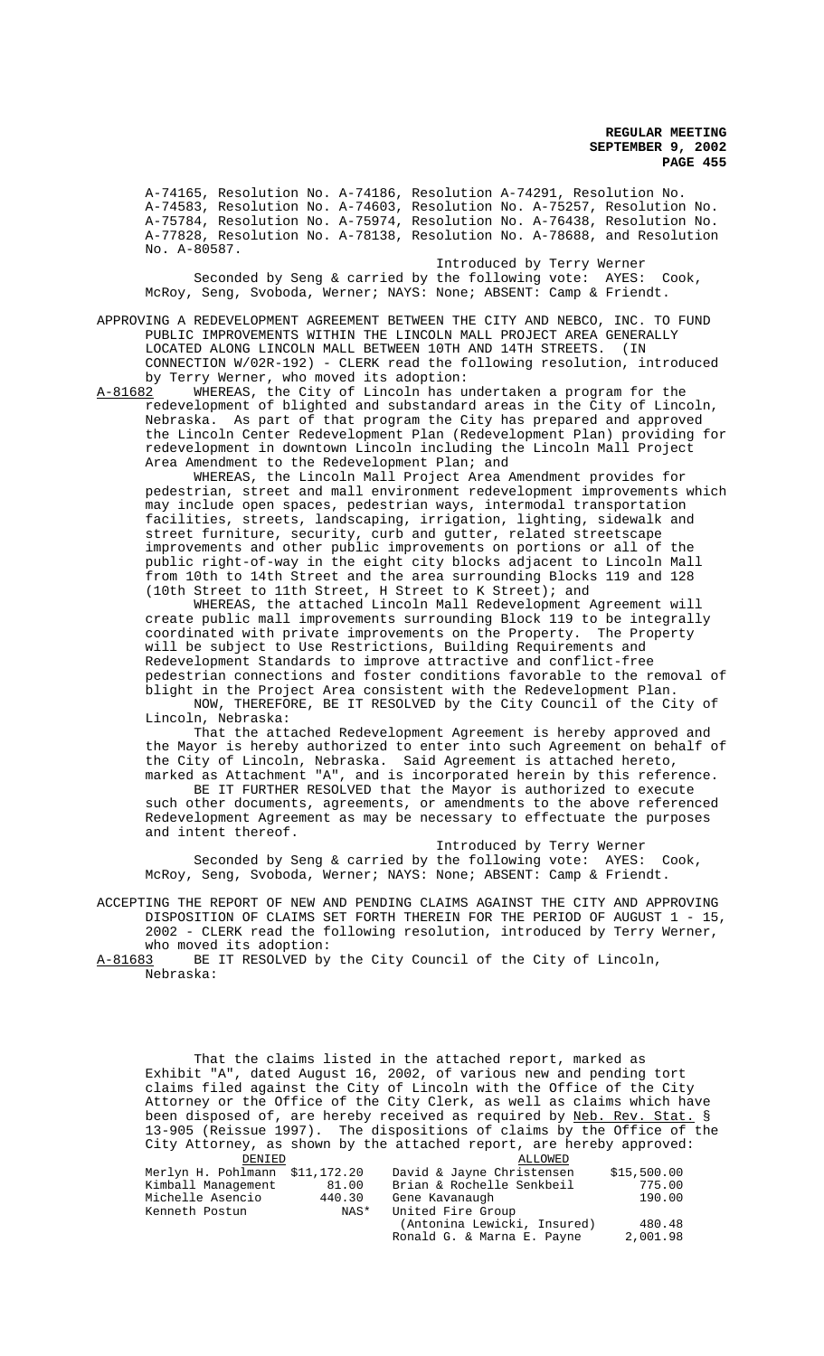A-74165, Resolution No. A-74186, Resolution A-74291, Resolution No. A-74583, Resolution No. A-74603, Resolution No. A-75257, Resolution No. A-75784, Resolution No. A-75974, Resolution No. A-76438, Resolution No. A-77828, Resolution No. A-78138, Resolution No. A-78688, and Resolution No. A-80587.

Introduced by Terry Werner

Seconded by Seng & carried by the following vote: AYES: Cook, McRoy, Seng, Svoboda, Werner; NAYS: None; ABSENT: Camp & Friendt.

APPROVING A REDEVELOPMENT AGREEMENT BETWEEN THE CITY AND NEBCO, INC. TO FUND PUBLIC IMPROVEMENTS WITHIN THE LINCOLN MALL PROJECT AREA GENERALLY LOCATED ALONG LINCOLN MALL BETWEEN 10TH AND 14TH STREETS. (IN CONNECTION W/02R-192) - CLERK read the following resolution, introduced by Terry Werner, who moved its adoption:

A-81682 WHEREAS, the City of Lincoln has undertaken a program for the redevelopment of blighted and substandard areas in the City of Lincoln, Nebraska. As part of that program the City has prepared and approved the Lincoln Center Redevelopment Plan (Redevelopment Plan) providing for redevelopment in downtown Lincoln including the Lincoln Mall Project Area Amendment to the Redevelopment Plan; and

WHEREAS, the Lincoln Mall Project Area Amendment provides for pedestrian, street and mall environment redevelopment improvements which may include open spaces, pedestrian ways, intermodal transportation facilities, streets, landscaping, irrigation, lighting, sidewalk and street furniture, security, curb and gutter, related streetscape improvements and other public improvements on portions or all of the public right-of-way in the eight city blocks adjacent to Lincoln Mall from 10th to 14th Street and the area surrounding Blocks 119 and 128 (10th Street to 11th Street, H Street to K Street); and

WHEREAS, the attached Lincoln Mall Redevelopment Agreement will create public mall improvements surrounding Block 119 to be integrally coordinated with private improvements on the Property. The Property will be subject to Use Restrictions, Building Requirements and Redevelopment Standards to improve attractive and conflict-free pedestrian connections and foster conditions favorable to the removal of blight in the Project Area consistent with the Redevelopment Plan.

NOW, THEREFORE, BE IT RESOLVED by the City Council of the City of Lincoln, Nebraska:

That the attached Redevelopment Agreement is hereby approved and the Mayor is hereby authorized to enter into such Agreement on behalf of the City of Lincoln, Nebraska. Said Agreement is attached hereto, marked as Attachment "A", and is incorporated herein by this reference.

BE IT FURTHER RESOLVED that the Mayor is authorized to execute such other documents, agreements, or amendments to the above referenced Redevelopment Agreement as may be necessary to effectuate the purposes and intent thereof.

Introduced by Terry Werner

Seconded by Seng & carried by the following vote: AYES: Cook, McRoy, Seng, Svoboda, Werner; NAYS: None; ABSENT: Camp & Friendt.

ACCEPTING THE REPORT OF NEW AND PENDING CLAIMS AGAINST THE CITY AND APPROVING DISPOSITION OF CLAIMS SET FORTH THEREIN FOR THE PERIOD OF AUGUST 1 - 15, 2002 - CLERK read the following resolution, introduced by Terry Werner, who moved its adoption:

A-81683 BE IT RESOLVED by the City Council of the City of Lincoln, Nebraska:

That the claims listed in the attached report, marked as Exhibit "A", dated August 16, 2002, of various new and pending tort claims filed against the City of Lincoln with the Office of the City Attorney or the Office of the City Clerk, as well as claims which have been disposed of, are hereby received as required by Neb. Rev. Stat. § 13-905 (Reissue 1997). The dispositions of claims by the Office of the City Attorney, as shown by the attached report, are hereby approved:

| DENIED | | ALLOWED | |
|---|---|---|---|
| Merlyn H. Pohlmann | $11,172.20 | David & Jayne Christensen | $15,500.00 |
| Kimball Management | 81.00 | Brian & Rochelle Senkbeil | 775.00 |
| Michelle Asencio | 440.30 | Gene Kavanaugh | 190.00 |
| Kenneth Postun | NAS* | United Fire Group (Antonina Lewicki, Insured) | 480.48 |
| | | Ronald G. & Marna E. Payne | 2,001.98 |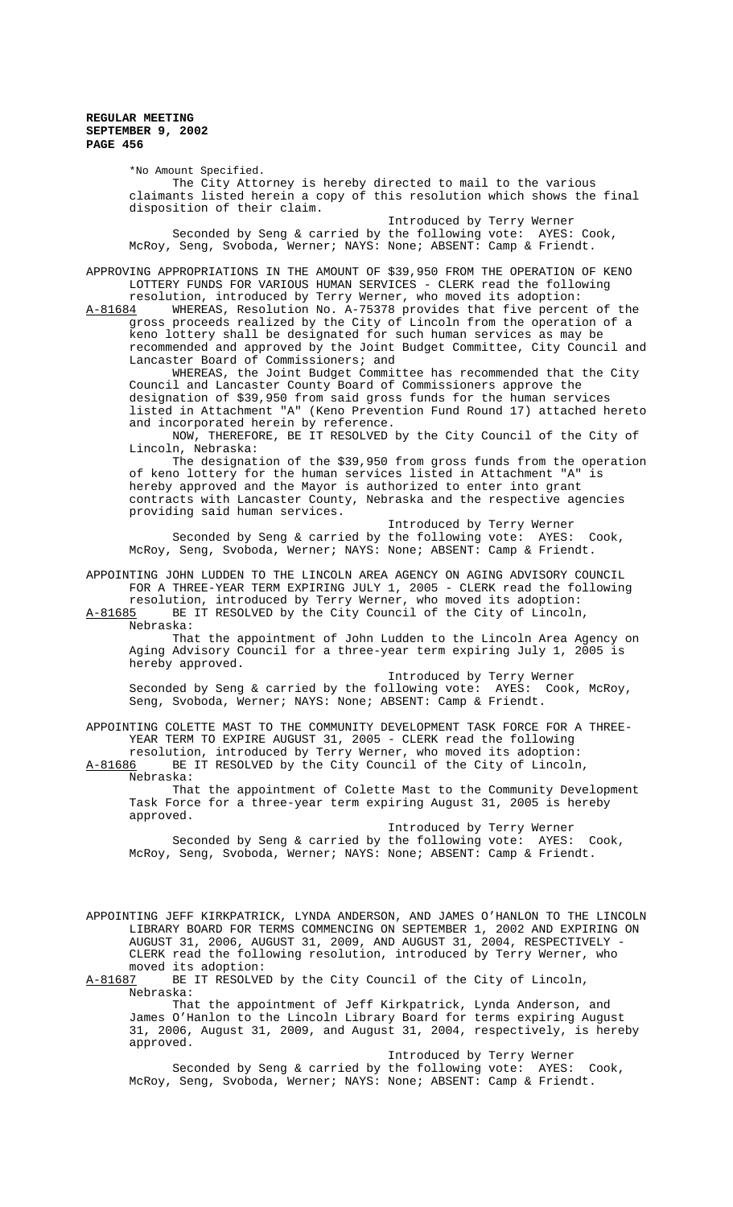*No Amount Specified.

The City Attorney is hereby directed to mail to the various claimants listed herein a copy of this resolution which shows the final disposition of their claim.

Introduced by Terry Werner

Seconded by Seng & carried by the following vote: AYES: Cook, McRoy, Seng, Svoboda, Werner; NAYS: None; ABSENT: Camp & Friendt.

APPROVING APPROPRIATIONS IN THE AMOUNT OF $39,950 FROM THE OPERATION OF KENO LOTTERY FUNDS FOR VARIOUS HUMAN SERVICES - CLERK read the following resolution, introduced by Terry Werner, who moved its adoption:

A-81684 WHEREAS, Resolution No. A-75378 provides that five percent of the gross proceeds realized by the City of Lincoln from the operation of a keno lottery shall be designated for such human services as may be recommended and approved by the Joint Budget Committee, City Council and Lancaster Board of Commissioners; and

WHEREAS, the Joint Budget Committee has recommended that the City Council and Lancaster County Board of Commissioners approve the designation of $39,950 from said gross funds for the human services listed in Attachment "A" (Keno Prevention Fund Round 17) attached hereto and incorporated herein by reference.

NOW, THEREFORE, BE IT RESOLVED by the City Council of the City of Lincoln, Nebraska:

The designation of the $39,950 from gross funds from the operation of keno lottery for the human services listed in Attachment "A" is hereby approved and the Mayor is authorized to enter into grant contracts with Lancaster County, Nebraska and the respective agencies providing said human services.

Introduced by Terry Werner

Seconded by Seng & carried by the following vote: AYES: Cook, McRoy, Seng, Svoboda, Werner; NAYS: None; ABSENT: Camp & Friendt.

APPOINTING JOHN LUDDEN TO THE LINCOLN AREA AGENCY ON AGING ADVISORY COUNCIL FOR A THREE-YEAR TERM EXPIRING JULY 1, 2005 - CLERK read the following resolution, introduced by Terry Werner, who moved its adoption:

A-81685 BE IT RESOLVED by the City Council of the City of Lincoln, Nebraska:

That the appointment of John Ludden to the Lincoln Area Agency on Aging Advisory Council for a three-year term expiring July 1, 2005 is hereby approved.

Introduced by Terry Werner

Seconded by Seng & carried by the following vote: AYES: Cook, McRoy, Seng, Svoboda, Werner; NAYS: None; ABSENT: Camp & Friendt.

APPOINTING COLETTE MAST TO THE COMMUNITY DEVELOPMENT TASK FORCE FOR A THREE-YEAR TERM TO EXPIRE AUGUST 31, 2005 - CLERK read the following resolution, introduced by Terry Werner, who moved its adoption:

A-81686 BE IT RESOLVED by the City Council of the City of Lincoln, Nebraska:

That the appointment of Colette Mast to the Community Development Task Force for a three-year term expiring August 31, 2005 is hereby approved.

Introduced by Terry Werner

Seconded by Seng & carried by the following vote: AYES: Cook, McRoy, Seng, Svoboda, Werner; NAYS: None; ABSENT: Camp & Friendt.

APPOINTING JEFF KIRKPATRICK, LYNDA ANDERSON, AND JAMES O'HANLON TO THE LINCOLN LIBRARY BOARD FOR TERMS COMMENCING ON SEPTEMBER 1, 2002 AND EXPIRING ON AUGUST 31, 2006, AUGUST 31, 2009, AND AUGUST 31, 2004, RESPECTIVELY - CLERK read the following resolution, introduced by Terry Werner, who moved its adoption:

A-81687 BE IT RESOLVED by the City Council of the City of Lincoln, Nebraska:

That the appointment of Jeff Kirkpatrick, Lynda Anderson, and James O'Hanlon to the Lincoln Library Board for terms expiring August 31, 2006, August 31, 2009, and August 31, 2004, respectively, is hereby approved.

Introduced by Terry Werner

Seconded by Seng & carried by the following vote: AYES: Cook, McRoy, Seng, Svoboda, Werner; NAYS: None; ABSENT: Camp & Friendt.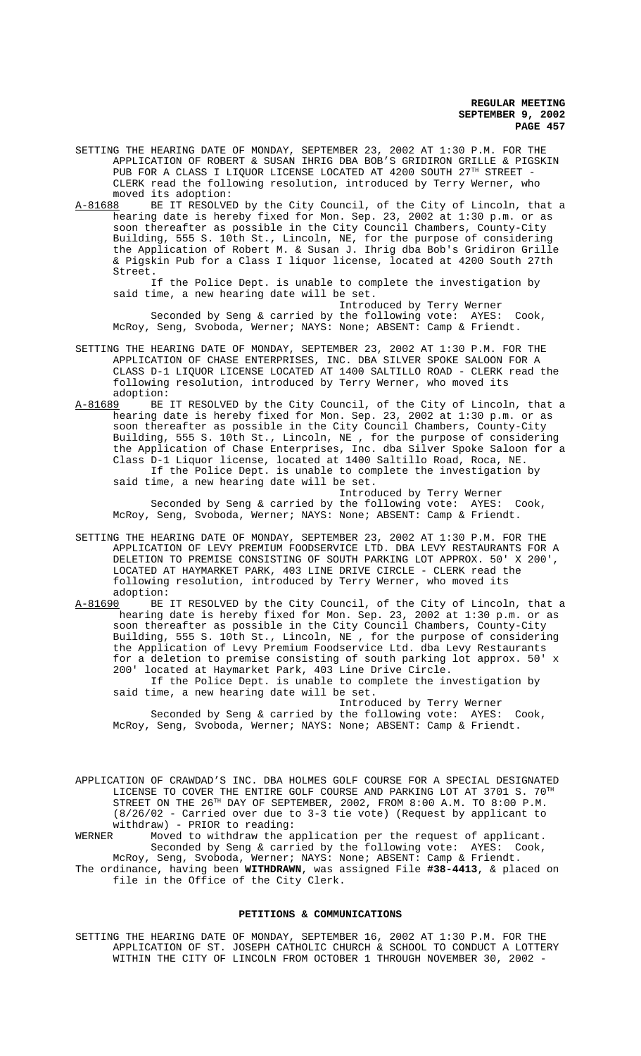SETTING THE HEARING DATE OF MONDAY, SEPTEMBER 23, 2002 AT 1:30 P.M. FOR THE APPLICATION OF ROBERT & SUSAN IHRIG DBA BOB'S GRIDIRON GRILLE & PIGSKIN PUB FOR A CLASS I LIQUOR LICENSE LOCATED AT 4200 SOUTH 27TH STREET - CLERK read the following resolution, introduced by Terry Werner, who moved its adoption:

A-81688 BE IT RESOLVED by the City Council, of the City of Lincoln, that a hearing date is hereby fixed for Mon. Sep. 23, 2002 at 1:30 p.m. or as soon thereafter as possible in the City Council Chambers, County-City Building, 555 S. 10th St., Lincoln, NE, for the purpose of considering the Application of Robert M. & Susan J. Ihrig dba Bob's Gridiron Grille & Pigskin Pub for a Class I liquor license, located at 4200 South 27th Street.

If the Police Dept. is unable to complete the investigation by said time, a new hearing date will be set.

Introduced by Terry Werner

Seconded by Seng & carried by the following vote: AYES: Cook, McRoy, Seng, Svoboda, Werner; NAYS: None; ABSENT: Camp & Friendt.

SETTING THE HEARING DATE OF MONDAY, SEPTEMBER 23, 2002 AT 1:30 P.M. FOR THE APPLICATION OF CHASE ENTERPRISES, INC. DBA SILVER SPOKE SALOON FOR A CLASS D-1 LIQUOR LICENSE LOCATED AT 1400 SALTILLO ROAD - CLERK read the following resolution, introduced by Terry Werner, who moved its adoption:

A-81689 BE IT RESOLVED by the City Council, of the City of Lincoln, that a hearing date is hereby fixed for Mon. Sep. 23, 2002 at 1:30 p.m. or as soon thereafter as possible in the City Council Chambers, County-City Building, 555 S. 10th St., Lincoln, NE , for the purpose of considering the Application of Chase Enterprises, Inc. dba Silver Spoke Saloon for a Class D-1 Liquor license, located at 1400 Saltillo Road, Roca, NE.

If the Police Dept. is unable to complete the investigation by said time, a new hearing date will be set.

Introduced by Terry Werner

Seconded by Seng & carried by the following vote: AYES: Cook, McRoy, Seng, Svoboda, Werner; NAYS: None; ABSENT: Camp & Friendt.

SETTING THE HEARING DATE OF MONDAY, SEPTEMBER 23, 2002 AT 1:30 P.M. FOR THE APPLICATION OF LEVY PREMIUM FOODSERVICE LTD. DBA LEVY RESTAURANTS FOR A DELETION TO PREMISE CONSISTING OF SOUTH PARKING LOT APPROX. 50' X 200', LOCATED AT HAYMARKET PARK, 403 LINE DRIVE CIRCLE - CLERK read the following resolution, introduced by Terry Werner, who moved its adoption:

A-81690 BE IT RESOLVED by the City Council, of the City of Lincoln, that a hearing date is hereby fixed for Mon. Sep. 23, 2002 at 1:30 p.m. or as soon thereafter as possible in the City Council Chambers, County-City Building, 555 S. 10th St., Lincoln, NE , for the purpose of considering the Application of Levy Premium Foodservice Ltd. dba Levy Restaurants for a deletion to premise consisting of south parking lot approx. 50' x 200' located at Haymarket Park, 403 Line Drive Circle.

If the Police Dept. is unable to complete the investigation by said time, a new hearing date will be set.

Introduced by Terry Werner

Seconded by Seng & carried by the following vote: AYES: Cook, McRoy, Seng, Svoboda, Werner; NAYS: None; ABSENT: Camp & Friendt.

APPLICATION OF CRAWDAD'S INC. DBA HOLMES GOLF COURSE FOR A SPECIAL DESIGNATED LICENSE TO COVER THE ENTIRE GOLF COURSE AND PARKING LOT AT 3701 S. 70TH STREET ON THE 26TH DAY OF SEPTEMBER, 2002, FROM 8:00 A.M. TO 8:00 P.M. (8/26/02 - Carried over due to 3-3 tie vote) (Request by applicant to withdraw) - PRIOR to reading:

WERNER Moved to withdraw the application per the request of applicant.

Seconded by Seng & carried by the following vote: AYES: Cook, McRoy, Seng, Svoboda, Werner; NAYS: None; ABSENT: Camp & Friendt.

The ordinance, having been **WITHDRAWN**, was assigned File **#38-4413**, & placed on file in the Office of the City Clerk.

## PETITIONS & COMMUNICATIONS

SETTING THE HEARING DATE OF MONDAY, SEPTEMBER 16, 2002 AT 1:30 P.M. FOR THE APPLICATION OF ST. JOSEPH CATHOLIC CHURCH & SCHOOL TO CONDUCT A LOTTERY WITHIN THE CITY OF LINCOLN FROM OCTOBER 1 THROUGH NOVEMBER 30, 2002 -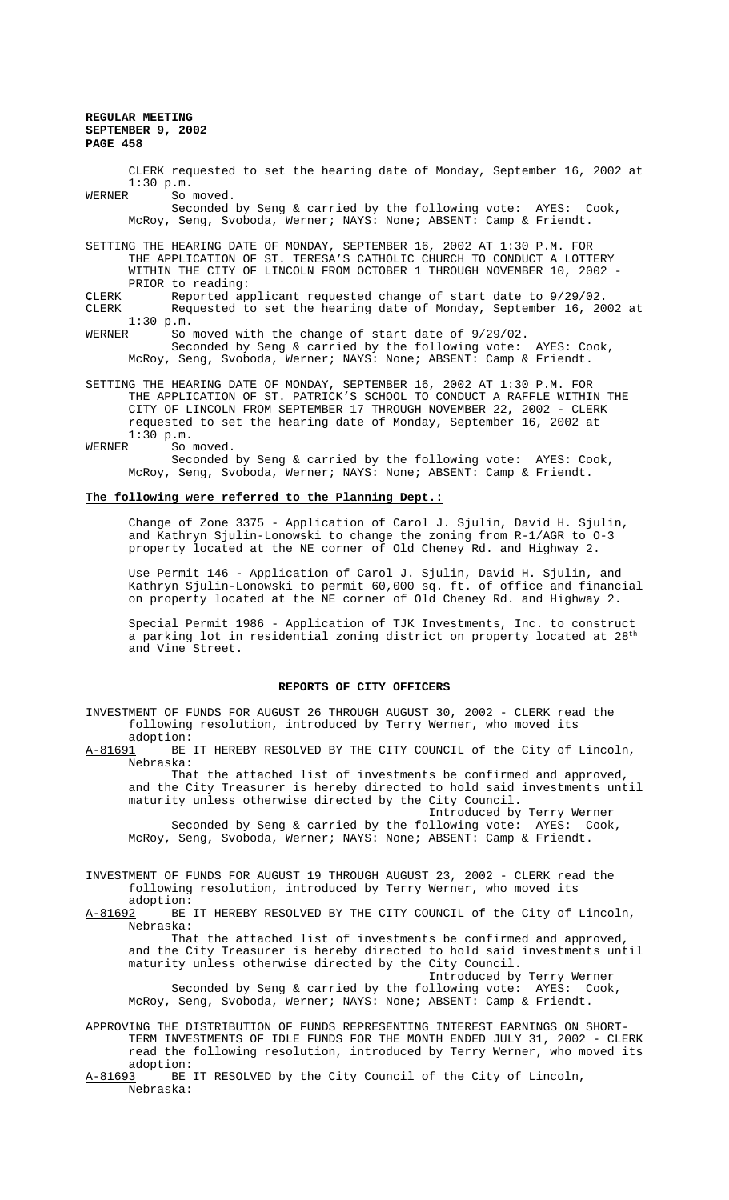CLERK requested to set the hearing date of Monday, September 16, 2002 at 1:30 p.m.

WERNER So moved.

Seconded by Seng & carried by the following vote: AYES: Cook, McRoy, Seng, Svoboda, Werner; NAYS: None; ABSENT: Camp & Friendt.

SETTING THE HEARING DATE OF MONDAY, SEPTEMBER 16, 2002 AT 1:30 P.M. FOR THE APPLICATION OF ST. TERESA'S CATHOLIC CHURCH TO CONDUCT A LOTTERY WITHIN THE CITY OF LINCOLN FROM OCTOBER 1 THROUGH NOVEMBER 10, 2002 - PRIOR to reading:

CLERK Reported applicant requested change of start date to 9/29/02.

CLERK Requested to set the hearing date of Monday, September 16, 2002 at 1:30 p.m.

WERNER So moved with the change of start date of 9/29/02.

Seconded by Seng & carried by the following vote: AYES: Cook, McRoy, Seng, Svoboda, Werner; NAYS: None; ABSENT: Camp & Friendt.

SETTING THE HEARING DATE OF MONDAY, SEPTEMBER 16, 2002 AT 1:30 P.M. FOR THE APPLICATION OF ST. PATRICK'S SCHOOL TO CONDUCT A RAFFLE WITHIN THE CITY OF LINCOLN FROM SEPTEMBER 17 THROUGH NOVEMBER 22, 2002 - CLERK requested to set the hearing date of Monday, September 16, 2002 at 1:30 p.m.

WERNER So moved.

Seconded by Seng & carried by the following vote: AYES: Cook, McRoy, Seng, Svoboda, Werner; NAYS: None; ABSENT: Camp & Friendt.

**The following were referred to the Planning Dept.:**

Change of Zone 3375 - Application of Carol J. Sjulin, David H. Sjulin, and Kathryn Sjulin-Lonowski to change the zoning from R-1/AGR to O-3 property located at the NE corner of Old Cheney Rd. and Highway 2.

Use Permit 146 - Application of Carol J. Sjulin, David H. Sjulin, and Kathryn Sjulin-Lonowski to permit 60,000 sq. ft. of office and financial on property located at the NE corner of Old Cheney Rd. and Highway 2.

Special Permit 1986 - Application of TJK Investments, Inc. to construct a parking lot in residential zoning district on property located at 28th and Vine Street.

## REPORTS OF CITY OFFICERS

INVESTMENT OF FUNDS FOR AUGUST 26 THROUGH AUGUST 30, 2002 - CLERK read the following resolution, introduced by Terry Werner, who moved its adoption:

A-81691 BE IT HEREBY RESOLVED BY THE CITY COUNCIL of the City of Lincoln, Nebraska:

That the attached list of investments be confirmed and approved, and the City Treasurer is hereby directed to hold said investments until maturity unless otherwise directed by the City Council.

Introduced by Terry Werner

Seconded by Seng & carried by the following vote: AYES: Cook, McRoy, Seng, Svoboda, Werner; NAYS: None; ABSENT: Camp & Friendt.

INVESTMENT OF FUNDS FOR AUGUST 19 THROUGH AUGUST 23, 2002 - CLERK read the following resolution, introduced by Terry Werner, who moved its adoption:

A-81692 BE IT HEREBY RESOLVED BY THE CITY COUNCIL of the City of Lincoln, Nebraska:

That the attached list of investments be confirmed and approved, and the City Treasurer is hereby directed to hold said investments until maturity unless otherwise directed by the City Council.

Introduced by Terry Werner

Seconded by Seng & carried by the following vote: AYES: Cook, McRoy, Seng, Svoboda, Werner; NAYS: None; ABSENT: Camp & Friendt.

APPROVING THE DISTRIBUTION OF FUNDS REPRESENTING INTEREST EARNINGS ON SHORT-TERM INVESTMENTS OF IDLE FUNDS FOR THE MONTH ENDED JULY 31, 2002 - CLERK read the following resolution, introduced by Terry Werner, who moved its adoption:

A-81693 BE IT RESOLVED by the City Council of the City of Lincoln, Nebraska: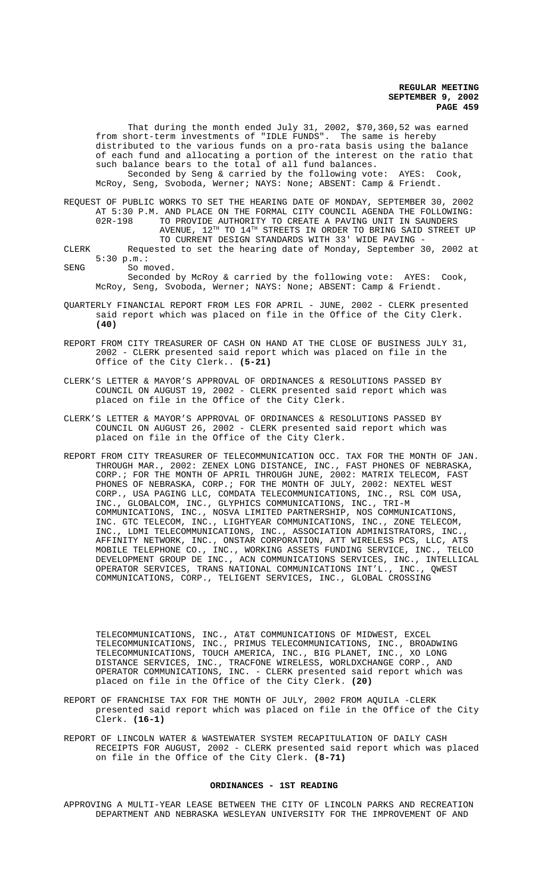That during the month ended July 31, 2002, $70,360,52 was earned from short-term investments of "IDLE FUNDS". The same is hereby distributed to the various funds on a pro-rata basis using the balance of each fund and allocating a portion of the interest on the ratio that such balance bears to the total of all fund balances.

Seconded by Seng & carried by the following vote: AYES: Cook, McRoy, Seng, Svoboda, Werner; NAYS: None; ABSENT: Camp & Friendt.

REQUEST OF PUBLIC WORKS TO SET THE HEARING DATE OF MONDAY, SEPTEMBER 30, 2002 AT 5:30 P.M. AND PLACE ON THE FORMAL CITY COUNCIL AGENDA THE FOLLOWING:

02R-198 TO PROVIDE AUTHORITY TO CREATE A PAVING UNIT IN SAUNDERS AVENUE, 12TH TO 14TH STREETS IN ORDER TO BRING SAID STREET UP TO CURRENT DESIGN STANDARDS WITH 33' WIDE PAVING -

CLERK Requested to set the hearing date of Monday, September 30, 2002 at 5:30 p.m.:

SENG So moved.

Seconded by McRoy & carried by the following vote: AYES: Cook, McRoy, Seng, Svoboda, Werner; NAYS: None; ABSENT: Camp & Friendt.

QUARTERLY FINANCIAL REPORT FROM LES FOR APRIL - JUNE, 2002 - CLERK presented said report which was placed on file in the Office of the City Clerk. **(40)**

REPORT FROM CITY TREASURER OF CASH ON HAND AT THE CLOSE OF BUSINESS JULY 31, 2002 - CLERK presented said report which was placed on file in the Office of the City Clerk.. **(5-21)**

CLERK'S LETTER & MAYOR'S APPROVAL OF ORDINANCES & RESOLUTIONS PASSED BY COUNCIL ON AUGUST 19, 2002 - CLERK presented said report which was placed on file in the Office of the City Clerk.

CLERK'S LETTER & MAYOR'S APPROVAL OF ORDINANCES & RESOLUTIONS PASSED BY COUNCIL ON AUGUST 26, 2002 - CLERK presented said report which was placed on file in the Office of the City Clerk.

REPORT FROM CITY TREASURER OF TELECOMMUNICATION OCC. TAX FOR THE MONTH OF JAN. THROUGH MAR., 2002: ZENEX LONG DISTANCE, INC., FAST PHONES OF NEBRASKA, CORP.; FOR THE MONTH OF APRIL THROUGH JUNE, 2002: MATRIX TELECOM, FAST PHONES OF NEBRASKA, CORP.; FOR THE MONTH OF JULY, 2002: NEXTEL WEST CORP., USA PAGING LLC, COMDATA TELECOMMUNICATIONS, INC., RSL COM USA, INC., GLOBALCOM, INC., GLYPHICS COMMUNICATIONS, INC., TRI-M COMMUNICATIONS, INC., NOSVA LIMITED PARTNERSHIP, NOS COMMUNICATIONS, INC. GTC TELECOM, INC., LIGHTYEAR COMMUNICATIONS, INC., ZONE TELECOM, INC., LDMI TELECOMMUNICATIONS, INC., ASSOCIATION ADMINISTRATORS, INC., AFFINITY NETWORK, INC., ONSTAR CORPORATION, ATT WIRELESS PCS, LLC, ATS MOBILE TELEPHONE CO., INC., WORKING ASSETS FUNDING SERVICE, INC., TELCO DEVELOPMENT GROUP DE INC., ACN COMMUNICATIONS SERVICES, INC., INTELLICAL OPERATOR SERVICES, TRANS NATIONAL COMMUNICATIONS INT'L., INC., QWEST COMMUNICATIONS, CORP., TELIGENT SERVICES, INC., GLOBAL CROSSING TELECOMMUNICATIONS, INC., AT&T COMMUNICATIONS OF MIDWEST, EXCEL TELECOMMUNICATIONS, INC., PRIMUS TELECOMMUNICATIONS, INC., BROADWING TELECOMMUNICATIONS, TOUCH AMERICA, INC., BIG PLANET, INC., XO LONG DISTANCE SERVICES, INC., TRACFONE WIRELESS, WORLDXCHANGE CORP., AND OPERATOR COMMUNICATIONS, INC. - CLERK presented said report which was placed on file in the Office of the City Clerk. **(20)**

REPORT OF FRANCHISE TAX FOR THE MONTH OF JULY, 2002 FROM AQUILA -CLERK presented said report which was placed on file in the Office of the City Clerk. **(16-1)**

REPORT OF LINCOLN WATER & WASTEWATER SYSTEM RECAPITULATION OF DAILY CASH RECEIPTS FOR AUGUST, 2002 - CLERK presented said report which was placed on file in the Office of the City Clerk. **(8-71)**

## ORDINANCES - 1ST READING

APPROVING A MULTI-YEAR LEASE BETWEEN THE CITY OF LINCOLN PARKS AND RECREATION DEPARTMENT AND NEBRASKA WESLEYAN UNIVERSITY FOR THE IMPROVEMENT OF AND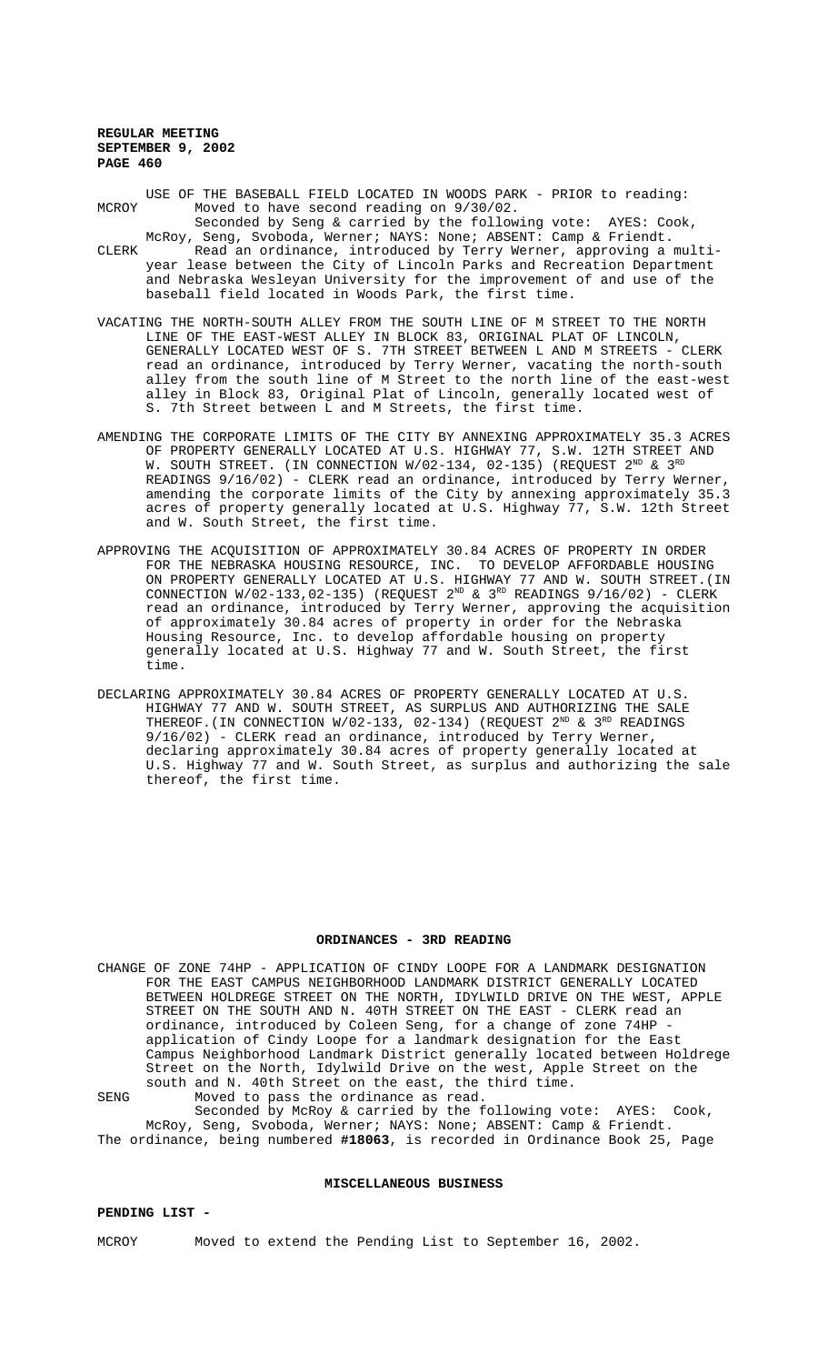USE OF THE BASEBALL FIELD LOCATED IN WOODS PARK - PRIOR to reading:

MCROY Moved to have second reading on 9/30/02.

Seconded by Seng & carried by the following vote: AYES: Cook, McRoy, Seng, Svoboda, Werner; NAYS: None; ABSENT: Camp & Friendt.

CLERK Read an ordinance, introduced by Terry Werner, approving a multi-year lease between the City of Lincoln Parks and Recreation Department and Nebraska Wesleyan University for the improvement of and use of the baseball field located in Woods Park, the first time.

VACATING THE NORTH-SOUTH ALLEY FROM THE SOUTH LINE OF M STREET TO THE NORTH LINE OF THE EAST-WEST ALLEY IN BLOCK 83, ORIGINAL PLAT OF LINCOLN, GENERALLY LOCATED WEST OF S. 7TH STREET BETWEEN L AND M STREETS - CLERK read an ordinance, introduced by Terry Werner, vacating the north-south alley from the south line of M Street to the north line of the east-west alley in Block 83, Original Plat of Lincoln, generally located west of S. 7th Street between L and M Streets, the first time.

AMENDING THE CORPORATE LIMITS OF THE CITY BY ANNEXING APPROXIMATELY 35.3 ACRES OF PROPERTY GENERALLY LOCATED AT U.S. HIGHWAY 77, S.W. 12TH STREET AND W. SOUTH STREET. (IN CONNECTION W/02-134, 02-135) (REQUEST 2ND & 3RD READINGS 9/16/02) - CLERK read an ordinance, introduced by Terry Werner, amending the corporate limits of the City by annexing approximately 35.3 acres of property generally located at U.S. Highway 77, S.W. 12th Street and W. South Street, the first time.

APPROVING THE ACQUISITION OF APPROXIMATELY 30.84 ACRES OF PROPERTY IN ORDER FOR THE NEBRASKA HOUSING RESOURCE, INC. TO DEVELOP AFFORDABLE HOUSING ON PROPERTY GENERALLY LOCATED AT U.S. HIGHWAY 77 AND W. SOUTH STREET.(IN CONNECTION W/02-133,02-135) (REQUEST 2ND & 3RD READINGS 9/16/02) - CLERK read an ordinance, introduced by Terry Werner, approving the acquisition of approximately 30.84 acres of property in order for the Nebraska Housing Resource, Inc. to develop affordable housing on property generally located at U.S. Highway 77 and W. South Street, the first time.

DECLARING APPROXIMATELY 30.84 ACRES OF PROPERTY GENERALLY LOCATED AT U.S. HIGHWAY 77 AND W. SOUTH STREET, AS SURPLUS AND AUTHORIZING THE SALE THEREOF.(IN CONNECTION W/02-133, 02-134) (REQUEST 2ND & 3RD READINGS 9/16/02) - CLERK read an ordinance, introduced by Terry Werner, declaring approximately 30.84 acres of property generally located at U.S. Highway 77 and W. South Street, as surplus and authorizing the sale thereof, the first time.

## ORDINANCES - 3RD READING

CHANGE OF ZONE 74HP - APPLICATION OF CINDY LOOPE FOR A LANDMARK DESIGNATION FOR THE EAST CAMPUS NEIGHBORHOOD LANDMARK DISTRICT GENERALLY LOCATED BETWEEN HOLDREGE STREET ON THE NORTH, IDYLWILD DRIVE ON THE WEST, APPLE STREET ON THE SOUTH AND N. 40TH STREET ON THE EAST - CLERK read an ordinance, introduced by Coleen Seng, for a change of zone 74HP - application of Cindy Loope for a landmark designation for the East Campus Neighborhood Landmark District generally located between Holdrege Street on the North, Idylwild Drive on the west, Apple Street on the south and N. 40th Street on the east, the third time.

SENG Moved to pass the ordinance as read.

Seconded by McRoy & carried by the following vote: AYES: Cook, McRoy, Seng, Svoboda, Werner; NAYS: None; ABSENT: Camp & Friendt.

The ordinance, being numbered **#18063**, is recorded in Ordinance Book 25, Page

## MISCELLANEOUS BUSINESS

**PENDING LIST -**

MCROY Moved to extend the Pending List to September 16, 2002.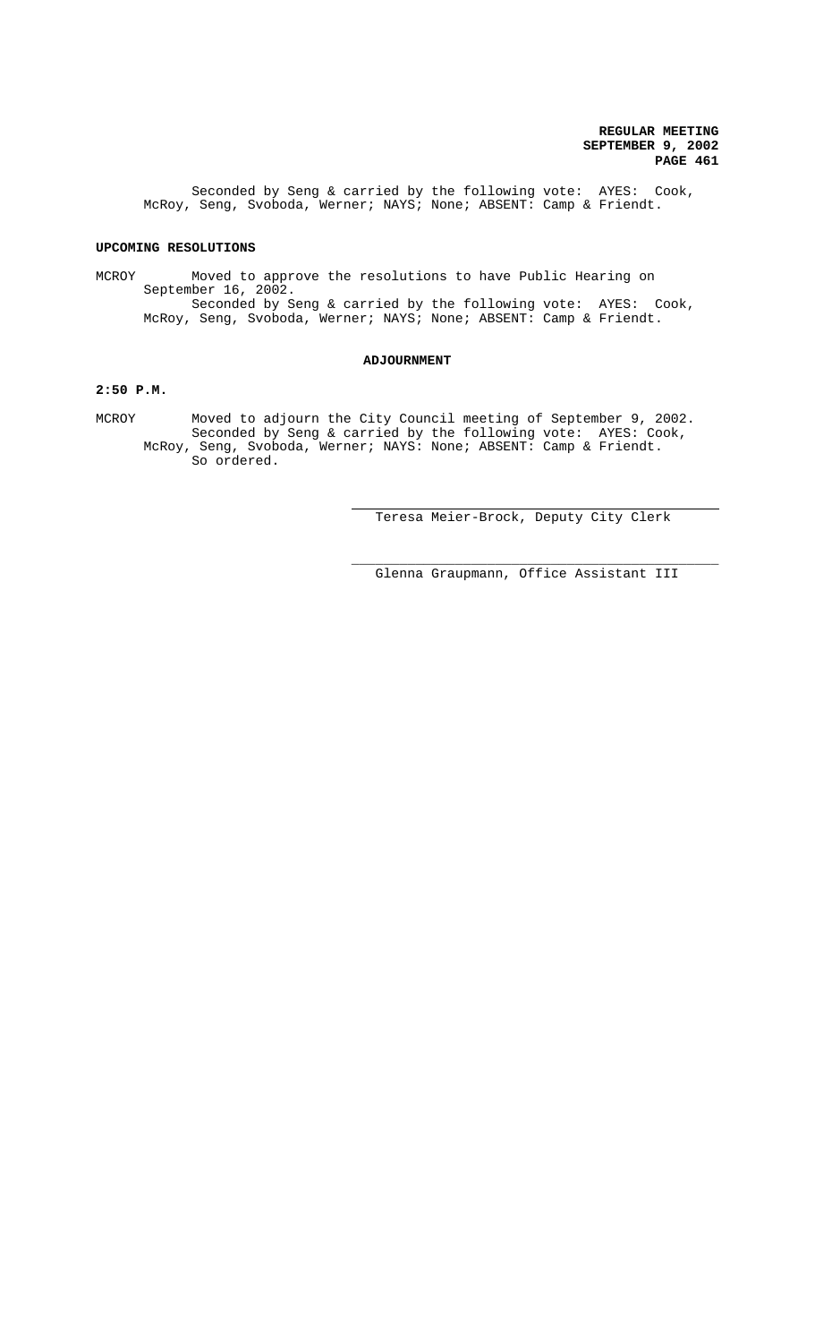Seconded by Seng & carried by the following vote: AYES: Cook, McRoy, Seng, Svoboda, Werner; NAYS; None; ABSENT: Camp & Friendt.

**UPCOMING RESOLUTIONS**

MCROY Moved to approve the resolutions to have Public Hearing on September 16, 2002.
Seconded by Seng & carried by the following vote: AYES: Cook, McRoy, Seng, Svoboda, Werner; NAYS; None; ABSENT: Camp & Friendt.

**ADJOURNMENT**

**2:50 P.M.**

MCROY Moved to adjourn the City Council meeting of September 9, 2002.
Seconded by Seng & carried by the following vote: AYES: Cook, McRoy, Seng, Svoboda, Werner; NAYS: None; ABSENT: Camp & Friendt.
So ordered.

Teresa Meier-Brock, Deputy City Clerk

Glenna Graupmann, Office Assistant III